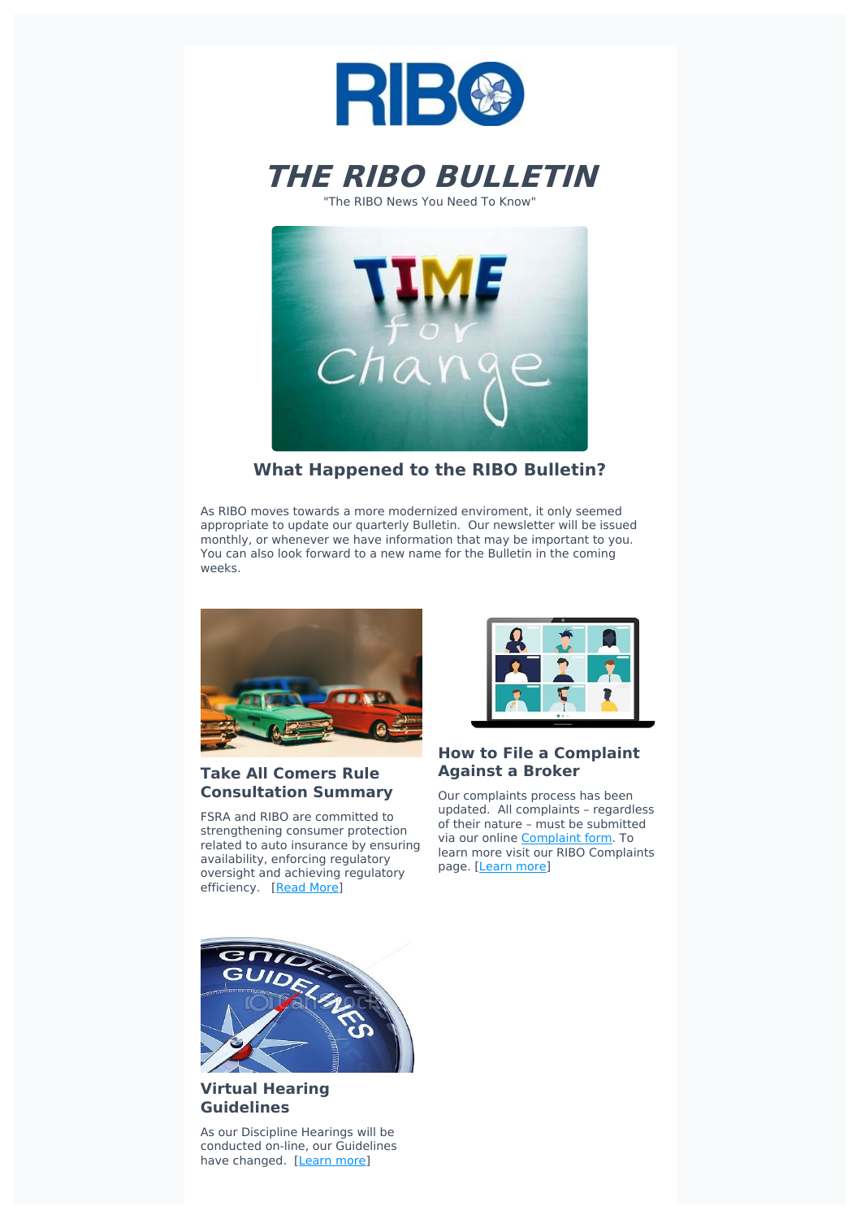# THE RIBO BULLETIN

"The RIBO News You Need To Know"

## What Happened to the RIBO Bulletin?

As RIBO moves towards a more modernized enviroment, it only seemed appropriate to update our quarterly Bulletin. Our newsletter will be issued monthly, or whenever we have information that may be important to you. You can also look forward to a new name for the Bulletin in the coming weeks.

### Take All Comers Rule Consultation Summary

FSRA and RIBO are committed to strengthening consumer protection related to auto insurance by ensuring availability, enforcing regulatory oversight and achieving regulatory efficiency. [Read More]

### How to File a Complaint Against a Broker

Our complaints process has been updated. All complaints – regardless of their nature – must be submitted via our online Complaint form. To learn more visit our RIBO Complaints page. [Learn more]

### Virtual Hearing Guidelines

As our Discipline Hearings will be conducted on-line, our Guidelines have changed. [Learn more]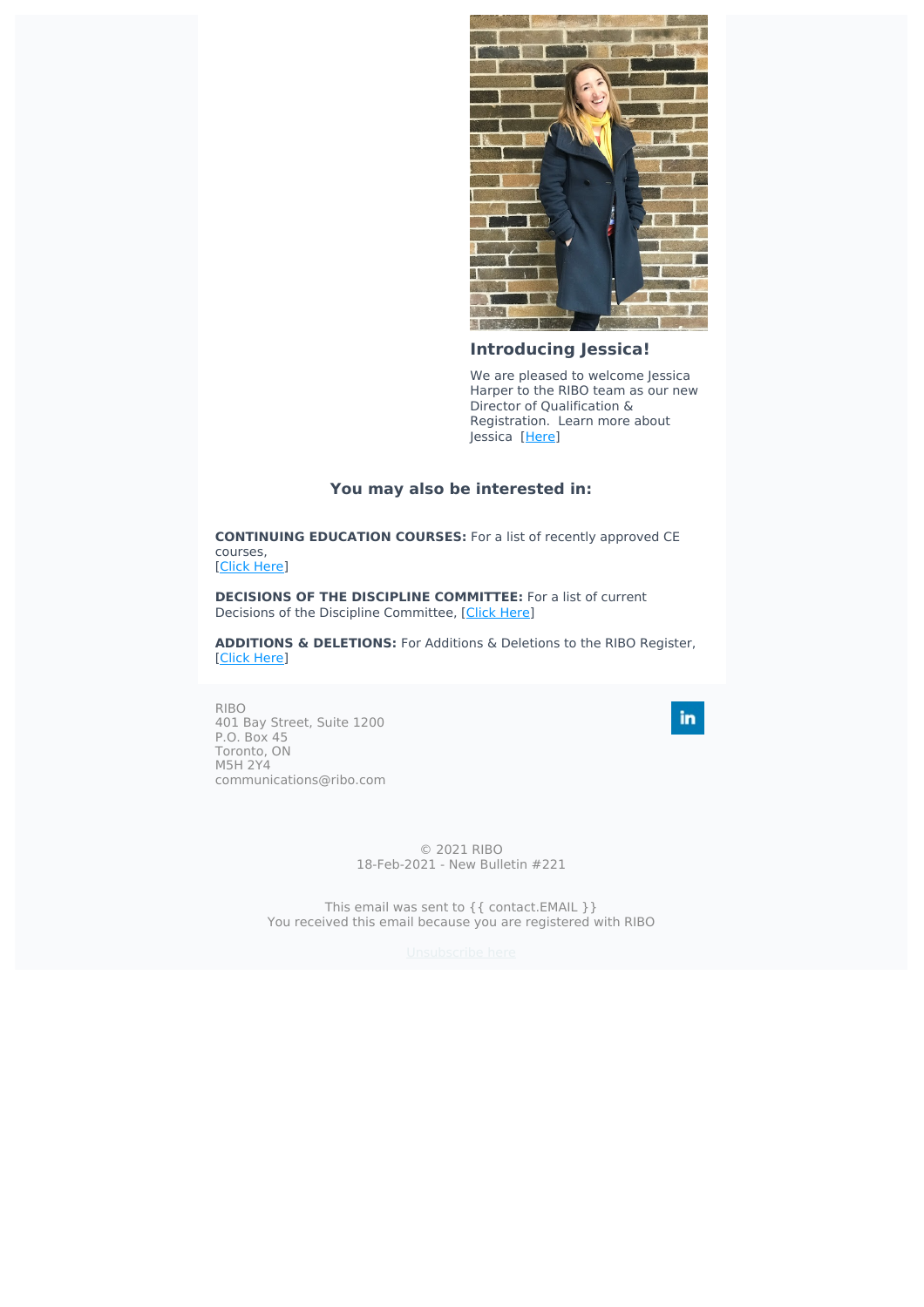## Introducing Jessica!

We are pleased to welcome Jessica Harper to the RIBO team as our new Director of Qualification & Registration. Learn more about Jessica [Here]

### You may also be interested in:

**CONTINUING EDUCATION COURSES:** For a list of recently approved CE courses,
[Click Here]

**DECISIONS OF THE DISCIPLINE COMMITTEE:** For a list of current Decisions of the Discipline Committee, [Click Here]

**ADDITIONS & DELETIONS:** For Additions & Deletions to the RIBO Register, [Click Here]

RIBO
401 Bay Street, Suite 1200
P.O. Box 45
Toronto, ON
M5H 2Y4
communications@ribo.com

© 2021 RIBO
18-Feb-2021 - New Bulletin #221

This email was sent to {{ contact.EMAIL }}
You received this email because you are registered with RIBO

Unsubscribe here